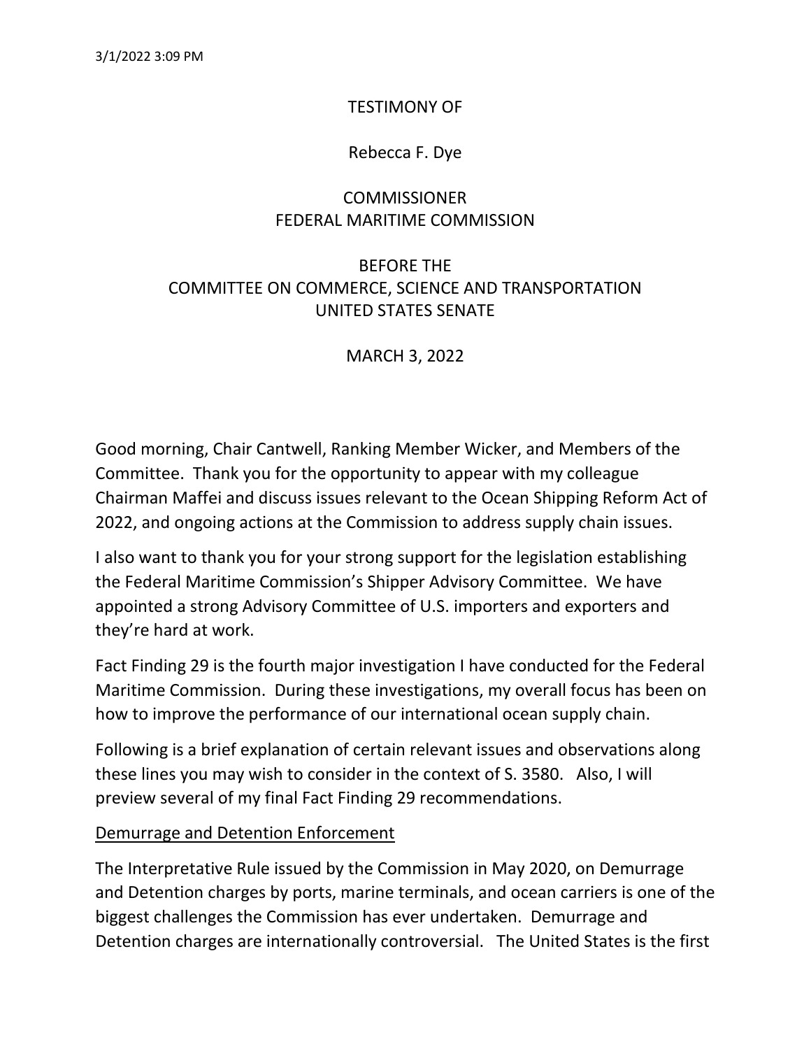3/1/2022 3:09 PM

TESTIMONY OF

Rebecca F. Dye

COMMISSIONER
FEDERAL MARITIME COMMISSION

BEFORE THE
COMMITTEE ON COMMERCE, SCIENCE AND TRANSPORTATION
UNITED STATES SENATE

MARCH 3, 2022

Good morning, Chair Cantwell, Ranking Member Wicker, and Members of the Committee. Thank you for the opportunity to appear with my colleague Chairman Maffei and discuss issues relevant to the Ocean Shipping Reform Act of 2022, and ongoing actions at the Commission to address supply chain issues.

I also want to thank you for your strong support for the legislation establishing the Federal Maritime Commission's Shipper Advisory Committee. We have appointed a strong Advisory Committee of U.S. importers and exporters and they're hard at work.

Fact Finding 29 is the fourth major investigation I have conducted for the Federal Maritime Commission. During these investigations, my overall focus has been on how to improve the performance of our international ocean supply chain.

Following is a brief explanation of certain relevant issues and observations along these lines you may wish to consider in the context of S. 3580. Also, I will preview several of my final Fact Finding 29 recommendations.

## Demurrage and Detention Enforcement

The Interpretative Rule issued by the Commission in May 2020, on Demurrage and Detention charges by ports, marine terminals, and ocean carriers is one of the biggest challenges the Commission has ever undertaken. Demurrage and Detention charges are internationally controversial. The United States is the first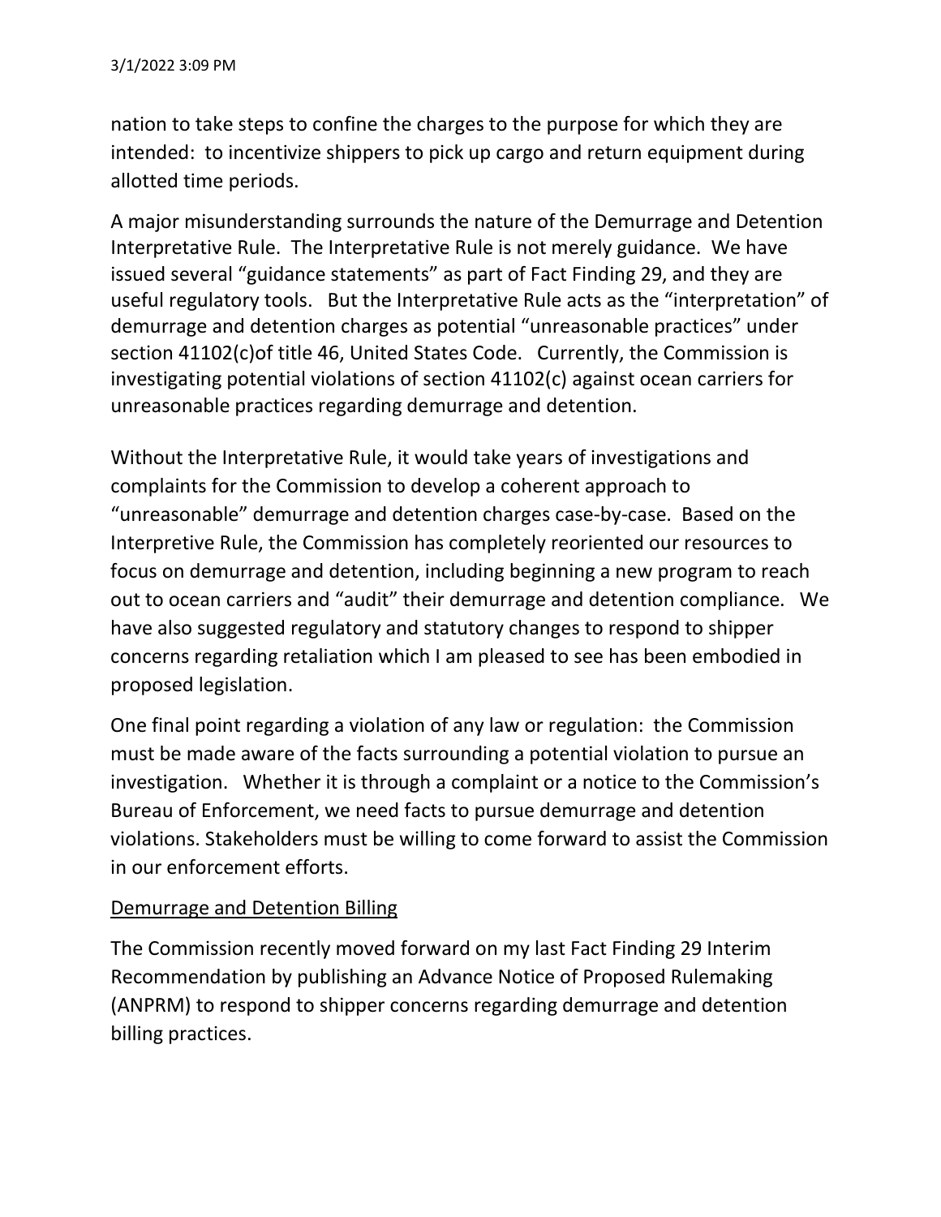nation to take steps to confine the charges to the purpose for which they are intended: to incentivize shippers to pick up cargo and return equipment during allotted time periods.

A major misunderstanding surrounds the nature of the Demurrage and Detention Interpretative Rule. The Interpretative Rule is not merely guidance. We have issued several "guidance statements" as part of Fact Finding 29, and they are useful regulatory tools. But the Interpretative Rule acts as the "interpretation" of demurrage and detention charges as potential "unreasonable practices" under section 41102(c)of title 46, United States Code. Currently, the Commission is investigating potential violations of section 41102(c) against ocean carriers for unreasonable practices regarding demurrage and detention.

Without the Interpretative Rule, it would take years of investigations and complaints for the Commission to develop a coherent approach to "unreasonable" demurrage and detention charges case-by-case. Based on the Interpretive Rule, the Commission has completely reoriented our resources to focus on demurrage and detention, including beginning a new program to reach out to ocean carriers and "audit" their demurrage and detention compliance. We have also suggested regulatory and statutory changes to respond to shipper concerns regarding retaliation which I am pleased to see has been embodied in proposed legislation.

One final point regarding a violation of any law or regulation: the Commission must be made aware of the facts surrounding a potential violation to pursue an investigation. Whether it is through a complaint or a notice to the Commission's Bureau of Enforcement, we need facts to pursue demurrage and detention violations. Stakeholders must be willing to come forward to assist the Commission in our enforcement efforts.

<u>Demurrage and Detention Billing</u>

The Commission recently moved forward on my last Fact Finding 29 Interim Recommendation by publishing an Advance Notice of Proposed Rulemaking (ANPRM) to respond to shipper concerns regarding demurrage and detention billing practices.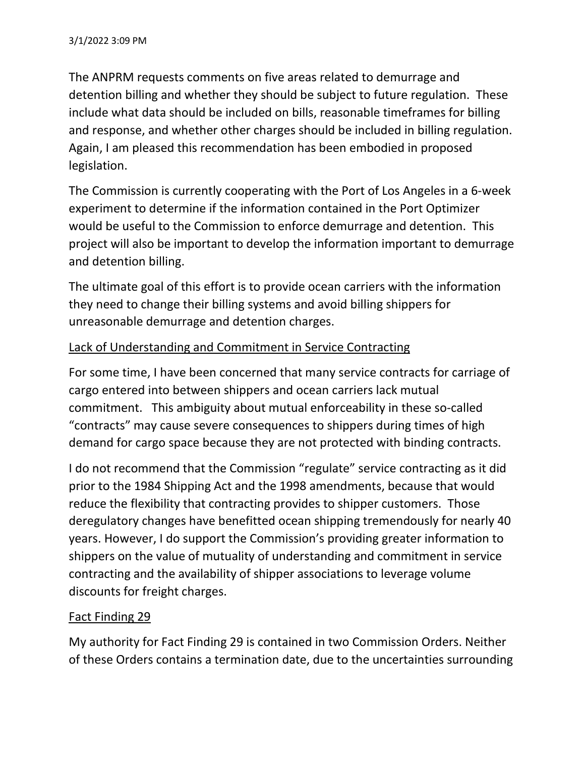The ANPRM requests comments on five areas related to demurrage and detention billing and whether they should be subject to future regulation. These include what data should be included on bills, reasonable timeframes for billing and response, and whether other charges should be included in billing regulation. Again, I am pleased this recommendation has been embodied in proposed legislation.

The Commission is currently cooperating with the Port of Los Angeles in a 6-week experiment to determine if the information contained in the Port Optimizer would be useful to the Commission to enforce demurrage and detention. This project will also be important to develop the information important to demurrage and detention billing.

The ultimate goal of this effort is to provide ocean carriers with the information they need to change their billing systems and avoid billing shippers for unreasonable demurrage and detention charges.

<u>Lack of Understanding and Commitment in Service Contracting</u>

For some time, I have been concerned that many service contracts for carriage of cargo entered into between shippers and ocean carriers lack mutual commitment. This ambiguity about mutual enforceability in these so-called "contracts" may cause severe consequences to shippers during times of high demand for cargo space because they are not protected with binding contracts.

I do not recommend that the Commission "regulate" service contracting as it did prior to the 1984 Shipping Act and the 1998 amendments, because that would reduce the flexibility that contracting provides to shipper customers. Those deregulatory changes have benefitted ocean shipping tremendously for nearly 40 years. However, I do support the Commission's providing greater information to shippers on the value of mutuality of understanding and commitment in service contracting and the availability of shipper associations to leverage volume discounts for freight charges.

<u>Fact Finding 29</u>

My authority for Fact Finding 29 is contained in two Commission Orders. Neither of these Orders contains a termination date, due to the uncertainties surrounding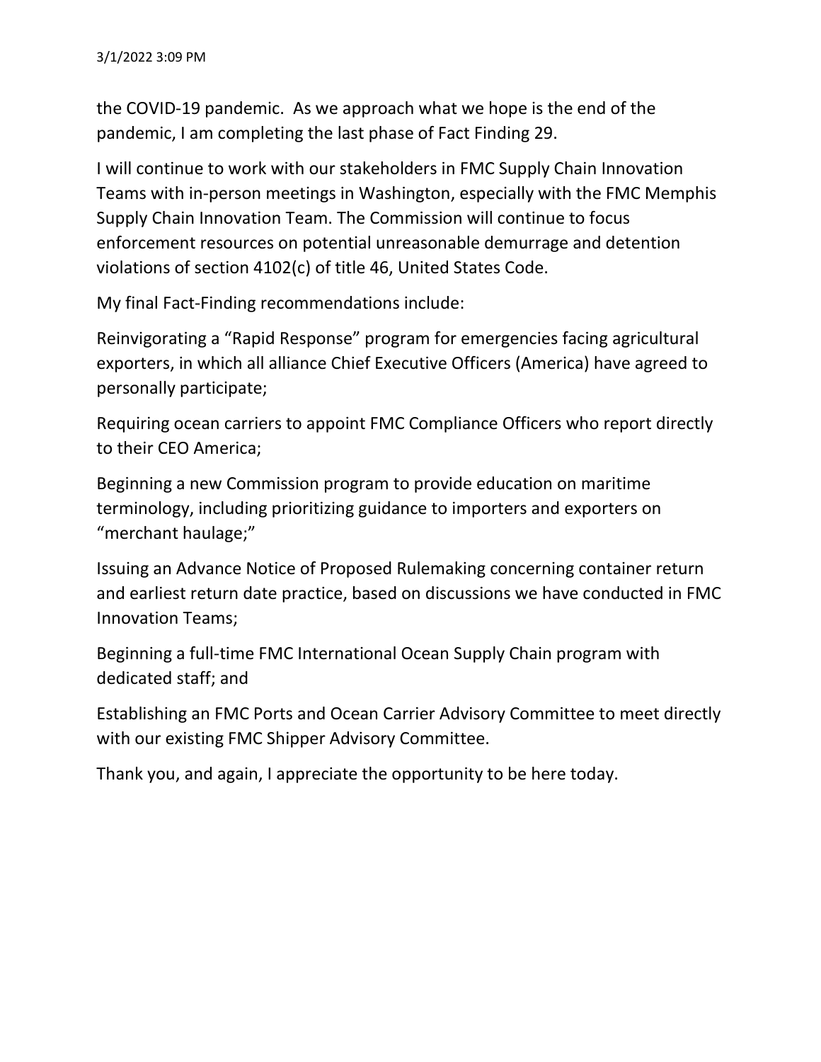the COVID-19 pandemic. As we approach what we hope is the end of the pandemic, I am completing the last phase of Fact Finding 29.

I will continue to work with our stakeholders in FMC Supply Chain Innovation Teams with in-person meetings in Washington, especially with the FMC Memphis Supply Chain Innovation Team. The Commission will continue to focus enforcement resources on potential unreasonable demurrage and detention violations of section 4102(c) of title 46, United States Code.

My final Fact-Finding recommendations include:

Reinvigorating a "Rapid Response" program for emergencies facing agricultural exporters, in which all alliance Chief Executive Officers (America) have agreed to personally participate;

Requiring ocean carriers to appoint FMC Compliance Officers who report directly to their CEO America;

Beginning a new Commission program to provide education on maritime terminology, including prioritizing guidance to importers and exporters on "merchant haulage;"

Issuing an Advance Notice of Proposed Rulemaking concerning container return and earliest return date practice, based on discussions we have conducted in FMC Innovation Teams;

Beginning a full-time FMC International Ocean Supply Chain program with dedicated staff; and

Establishing an FMC Ports and Ocean Carrier Advisory Committee to meet directly with our existing FMC Shipper Advisory Committee.

Thank you, and again, I appreciate the opportunity to be here today.